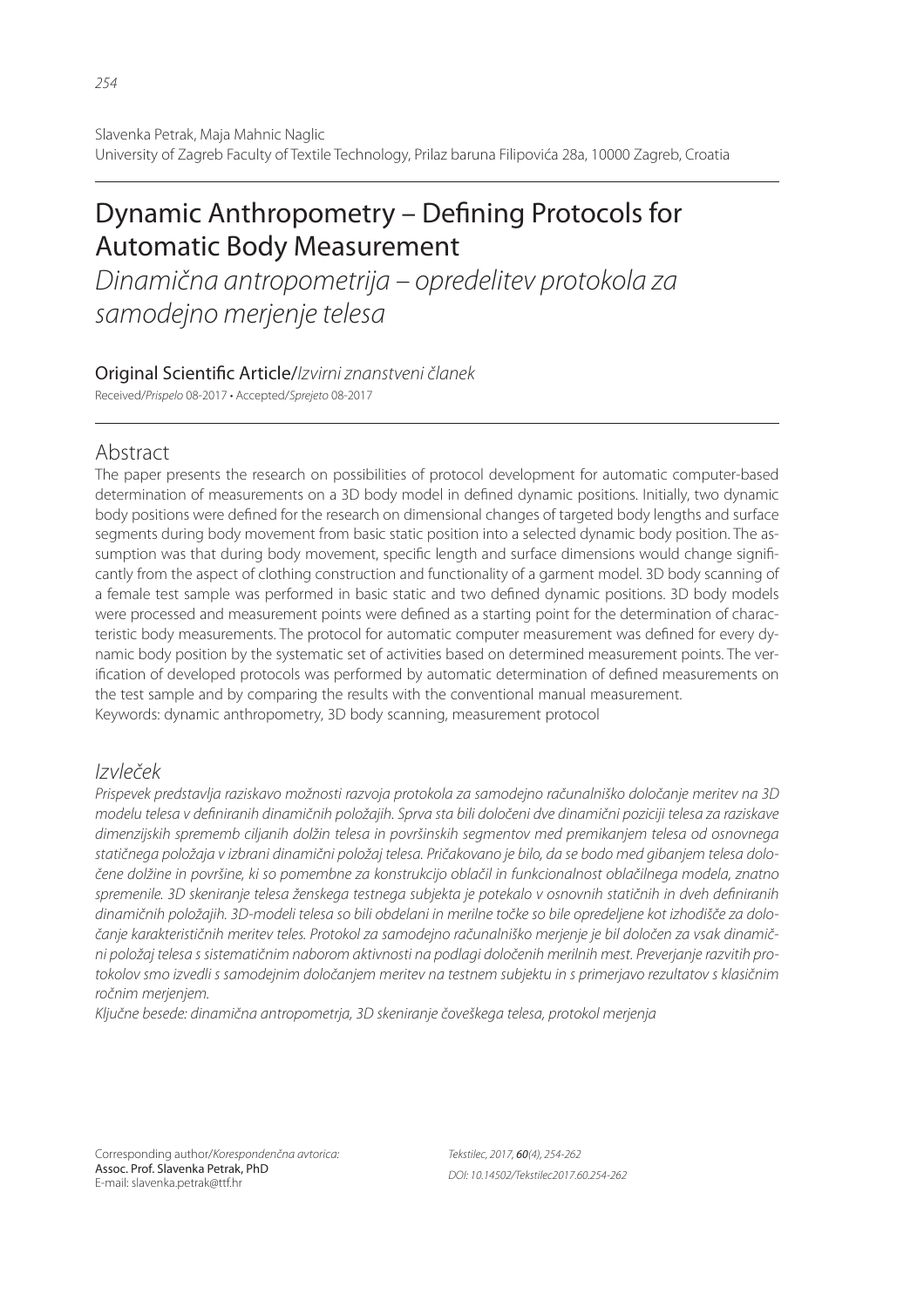Slavenka Petrak, Maja Mahnic Naglic
University of Zagreb Faculty of Textile Technology, Prilaz baruna Filipovića 28a, 10000 Zagreb, Croatia

# Dynamic Anthropometry – Defining Protocols for Automatic Body Measurement

*Dinamična antropometrija – opredelitev protokola za samodejno merjenje telesa*

Original Scientific Article/*Izvirni znanstveni članek*

Received/*Prispelo* 08-2017 • Accepted/*Sprejeto* 08-2017

## Abstract

The paper presents the research on possibilities of protocol development for automatic computer-based determination of measurements on a 3D body model in defined dynamic positions. Initially, two dynamic body positions were defined for the research on dimensional changes of targeted body lengths and surface segments during body movement from basic static position into a selected dynamic body position. The assumption was that during body movement, specific length and surface dimensions would change significantly from the aspect of clothing construction and functionality of a garment model. 3D body scanning of a female test sample was performed in basic static and two defined dynamic positions. 3D body models were processed and measurement points were defined as a starting point for the determination of characteristic body measurements. The protocol for automatic computer measurement was defined for every dynamic body position by the systematic set of activities based on determined measurement points. The verification of developed protocols was performed by automatic determination of defined measurements on the test sample and by comparing the results with the conventional manual measurement.

Keywords: dynamic anthropometry, 3D body scanning, measurement protocol

## *Izvleček*

*Prispevek predstavlja raziskavo možnosti razvoja protokola za samodejno računalniško določanje meritev na 3D modelu telesa v definiranih dinamičnih položajih. Sprva sta bili določeni dve dinamični poziciji telesa za raziskave dimenzijskih sprememb ciljanih dolžin telesa in površinskih segmentov med premikanjem telesa od osnovnega statičnega položaja v izbrani dinamični položaj telesa. Pričakovano je bilo, da se bodo med gibanjem telesa določene dolžine in površine, ki so pomembne za konstrukcijo oblačil in funkcionalnost oblačilnega modela, znatno spremenile. 3D skeniranje telesa ženskega testnega subjekta je potekalo v osnovnih statičnih in dveh definiranih dinamičnih položajih. 3D-modeli telesa so bili obdelani in merilne točke so bile opredeljene kot izhodišče za določanje karakterističnih meritev teles. Protokol za samodejno računalniško merjenje je bil določen za vsak dinamični položaj telesa s sistematičnim naborom aktivnosti na podlagi določenih merilnih mest. Preverjanje razvitih protokolov smo izvedli s samodejnim določanjem meritev na testnem subjektu in s primerjavo rezultatov s klasičnim ročnim merjenjem.*

*Ključne besede: dinamična antropometrja, 3D skeniranje človeškega telesa, protokol merjenja*

Corresponding author/*Korespondenčna avtorica:*
Assoc. Prof. Slavenka Petrak, PhD
E-mail: slavenka.petrak@ttf.hr

*Tekstilec, 2017, **60**(4), 254-262*
*DOI: 10.14502/Tekstilec2017.60.254-262*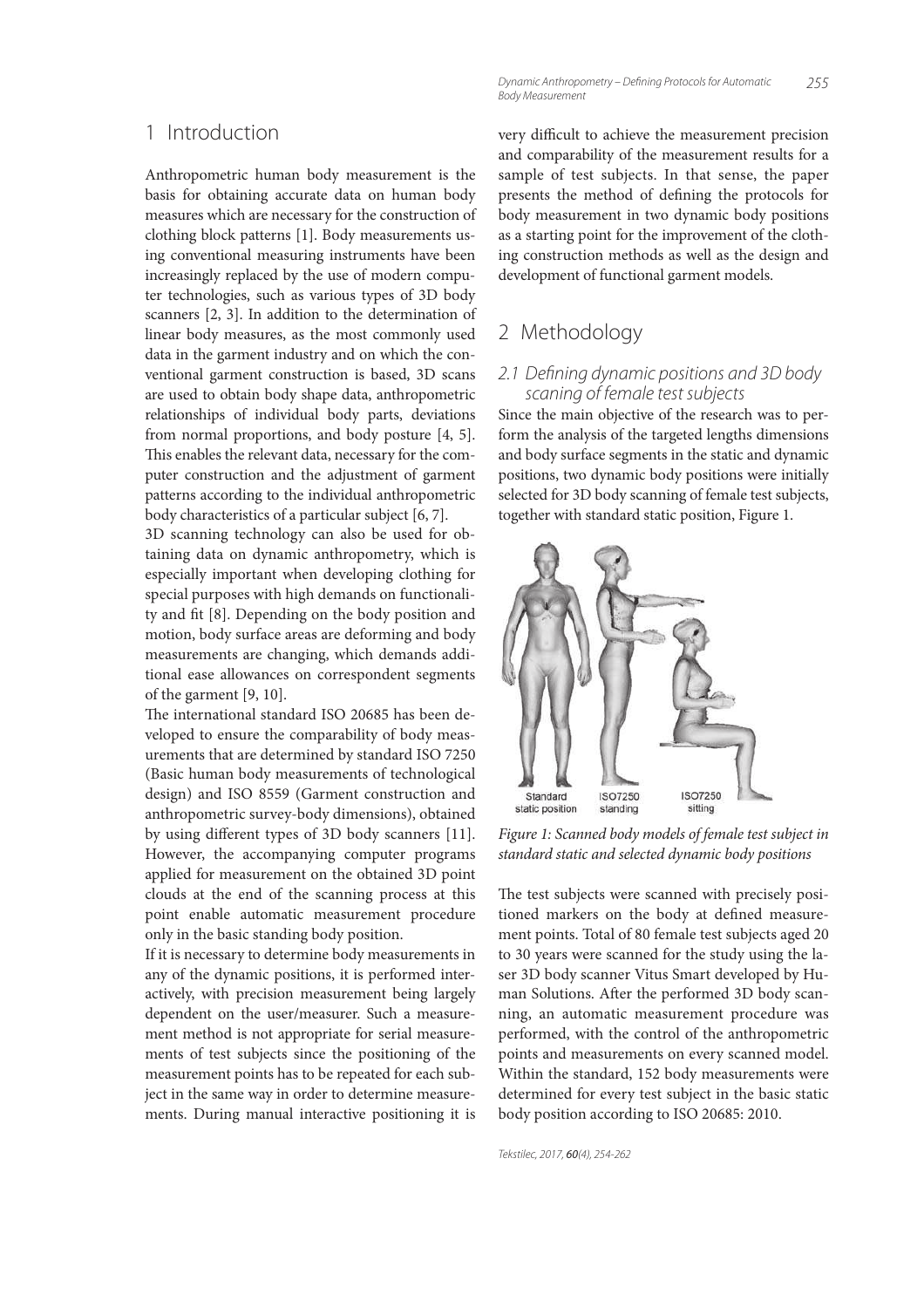# 1 Introduction

Anthropometric human body measurement is the basis for obtaining accurate data on human body measures which are necessary for the construction of clothing block patterns [1]. Body measurements using conventional measuring instruments have been increasingly replaced by the use of modern computer technologies, such as various types of 3D body scanners [2, 3]. In addition to the determination of linear body measures, as the most commonly used data in the garment industry and on which the conventional garment construction is based, 3D scans are used to obtain body shape data, anthropometric relationships of individual body parts, deviations from normal proportions, and body posture [4, 5]. This enables the relevant data, necessary for the computer construction and the adjustment of garment patterns according to the individual anthropometric body characteristics of a particular subject [6, 7].

3D scanning technology can also be used for obtaining data on dynamic anthropometry, which is especially important when developing clothing for special purposes with high demands on functionality and fit [8]. Depending on the body position and motion, body surface areas are deforming and body measurements are changing, which demands additional ease allowances on correspondent segments of the garment [9, 10].

The international standard ISO 20685 has been developed to ensure the comparability of body measurements that are determined by standard ISO 7250 (Basic human body measurements of technological design) and ISO 8559 (Garment construction and anthropometric survey-body dimensions), obtained by using different types of 3D body scanners [11]. However, the accompanying computer programs applied for measurement on the obtained 3D point clouds at the end of the scanning process at this point enable automatic measurement procedure only in the basic standing body position.

If it is necessary to determine body measurements in any of the dynamic positions, it is performed interactively, with precision measurement being largely dependent on the user/measurer. Such a measurement method is not appropriate for serial measurements of test subjects since the positioning of the measurement points has to be repeated for each subject in the same way in order to determine measurements. During manual interactive positioning it is very difficult to achieve the measurement precision and comparability of the measurement results for a sample of test subjects. In that sense, the paper presents the method of defining the protocols for body measurement in two dynamic body positions as a starting point for the improvement of the clothing construction methods as well as the design and development of functional garment models.

# 2 Methodology

## 2.1 Defining dynamic positions and 3D body scaning of female test subjects

Since the main objective of the research was to perform the analysis of the targeted lengths dimensions and body surface segments in the static and dynamic positions, two dynamic body positions were initially selected for 3D body scanning of female test subjects, together with standard static position, Figure 1.

*Figure 1: Scanned body models of female test subject in standard static and selected dynamic body positions*

The test subjects were scanned with precisely positioned markers on the body at defined measurement points. Total of 80 female test subjects aged 20 to 30 years were scanned for the study using the laser 3D body scanner Vitus Smart developed by Human Solutions. After the performed 3D body scanning, an automatic measurement procedure was performed, with the control of the anthropometric points and measurements on every scanned model. Within the standard, 152 body measurements were determined for every test subject in the basic static body position according to ISO 20685: 2010.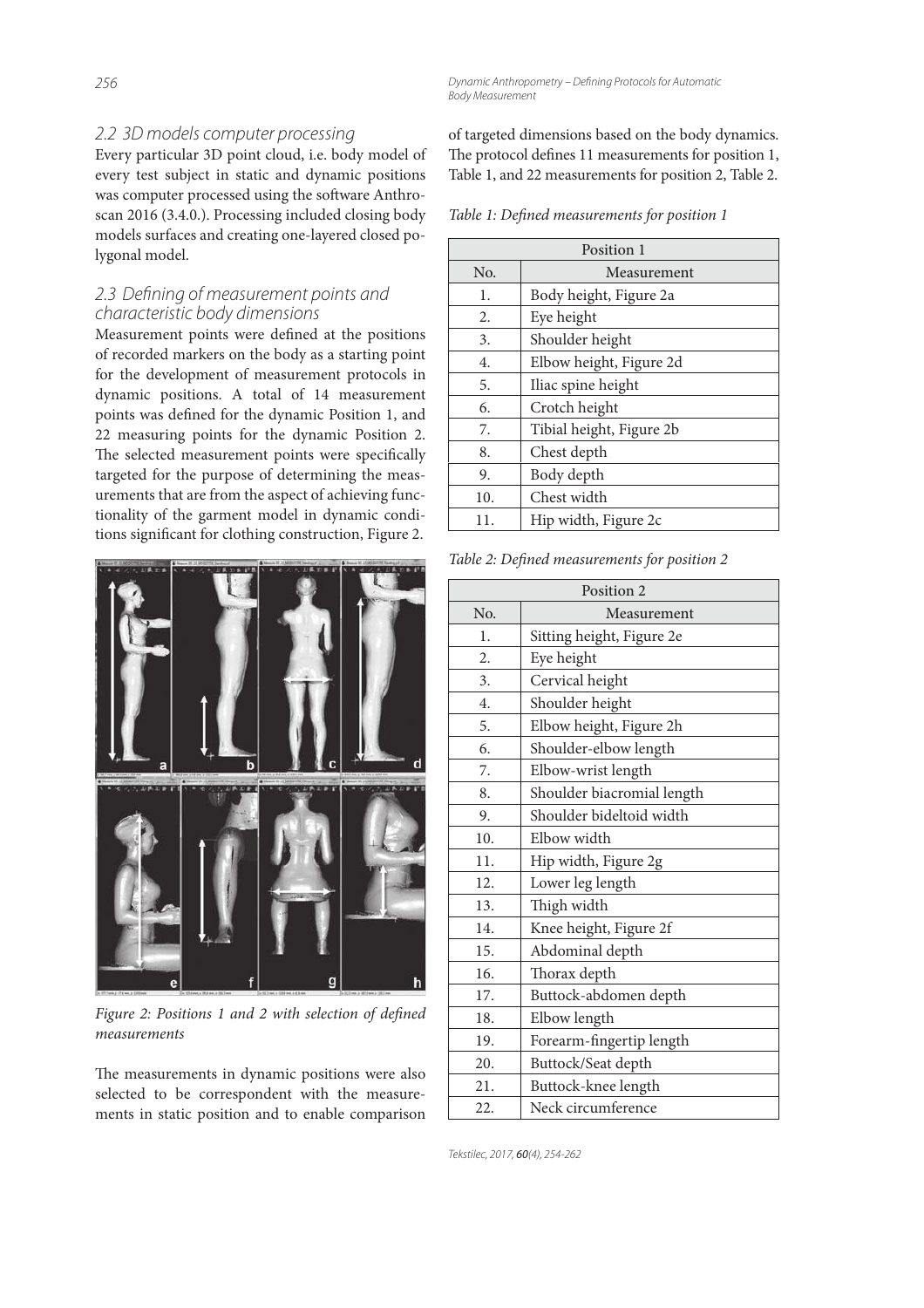### 2.2 3D models computer processing

Every particular 3D point cloud, i.e. body model of every test subject in static and dynamic positions was computer processed using the software Anthroscan 2016 (3.4.0.). Processing included closing body models surfaces and creating one-layered closed polygonal model.

### 2.3 Defining of measurement points and characteristic body dimensions

Measurement points were defined at the positions of recorded markers on the body as a starting point for the development of measurement protocols in dynamic positions. A total of 14 measurement points was defined for the dynamic Position 1, and 22 measuring points for the dynamic Position 2. The selected measurement points were specifically targeted for the purpose of determining the measurements that are from the aspect of achieving functionality of the garment model in dynamic conditions significant for clothing construction, Figure 2.

*Figure 2: Positions 1 and 2 with selection of defined measurements*

The measurements in dynamic positions were also selected to be correspondent with the measurements in static position and to enable comparison of targeted dimensions based on the body dynamics. The protocol defines 11 measurements for position 1, Table 1, and 22 measurements for position 2, Table 2.

*Table 1: Defined measurements for position 1*

| Position 1 | |
|---|---|
| No. | Measurement |
| 1. | Body height, Figure 2a |
| 2. | Eye height |
| 3. | Shoulder height |
| 4. | Elbow height, Figure 2d |
| 5. | Iliac spine height |
| 6. | Crotch height |
| 7. | Tibial height, Figure 2b |
| 8. | Chest depth |
| 9. | Body depth |
| 10. | Chest width |
| 11. | Hip width, Figure 2c |

*Table 2: Defined measurements for position 2*

| Position 2 | |
|---|---|
| No. | Measurement |
| 1. | Sitting height, Figure 2e |
| 2. | Eye height |
| 3. | Cervical height |
| 4. | Shoulder height |
| 5. | Elbow height, Figure 2h |
| 6. | Shoulder-elbow length |
| 7. | Elbow-wrist length |
| 8. | Shoulder biacromial length |
| 9. | Shoulder bideltoid width |
| 10. | Elbow width |
| 11. | Hip width, Figure 2g |
| 12. | Lower leg length |
| 13. | Thigh width |
| 14. | Knee height, Figure 2f |
| 15. | Abdominal depth |
| 16. | Thorax depth |
| 17. | Buttock-abdomen depth |
| 18. | Elbow length |
| 19. | Forearm-fingertip length |
| 20. | Buttock/Seat depth |
| 21. | Buttock-knee length |
| 22. | Neck circumference |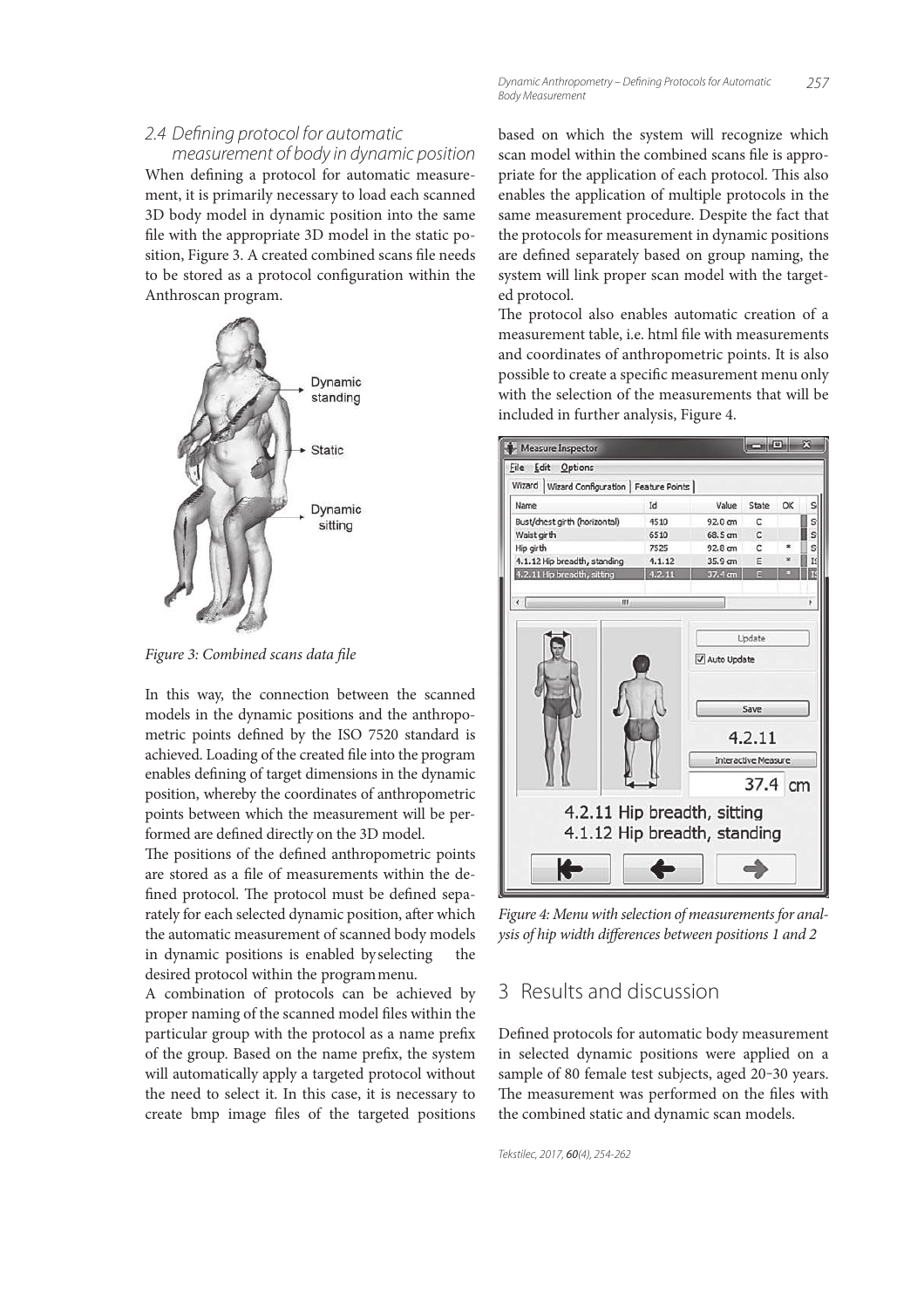### 2.4 Defining protocol for automatic measurement of body in dynamic position

When defining a protocol for automatic measurement, it is primarily necessary to load each scanned 3D body model in dynamic position into the same file with the appropriate 3D model in the static position, Figure 3. A created combined scans file needs to be stored as a protocol configuration within the Anthroscan program.

*Figure 3: Combined scans data file*

In this way, the connection between the scanned models in the dynamic positions and the anthropometric points defined by the ISO 7520 standard is achieved. Loading of the created file into the program enables defining of target dimensions in the dynamic position, whereby the coordinates of anthropometric points between which the measurement will be performed are defined directly on the 3D model.

The positions of the defined anthropometric points are stored as a file of measurements within the defined protocol. The protocol must be defined separately for each selected dynamic position, after which the automatic measurement of scanned body models in dynamic positions is enabled by selecting the desired protocol within the program menu.

A combination of protocols can be achieved by proper naming of the scanned model files within the particular group with the protocol as a name prefix of the group. Based on the name prefix, the system will automatically apply a targeted protocol without the need to select it. In this case, it is necessary to create bmp image files of the targeted positions based on which the system will recognize which scan model within the combined scans file is appropriate for the application of each protocol. This also enables the application of multiple protocols in the same measurement procedure. Despite the fact that the protocols for measurement in dynamic positions are defined separately based on group naming, the system will link proper scan model with the targeted protocol.

The protocol also enables automatic creation of a measurement table, i.e. html file with measurements and coordinates of anthropometric points. It is also possible to create a specific measurement menu only with the selection of the measurements that will be included in further analysis, Figure 4.

*Figure 4: Menu with selection of measurements for analysis of hip width differences between positions 1 and 2*

## 3 Results and discussion

Defined protocols for automatic body measurement in selected dynamic positions were applied on a sample of 80 female test subjects, aged 20–30 years. The measurement was performed on the files with the combined static and dynamic scan models.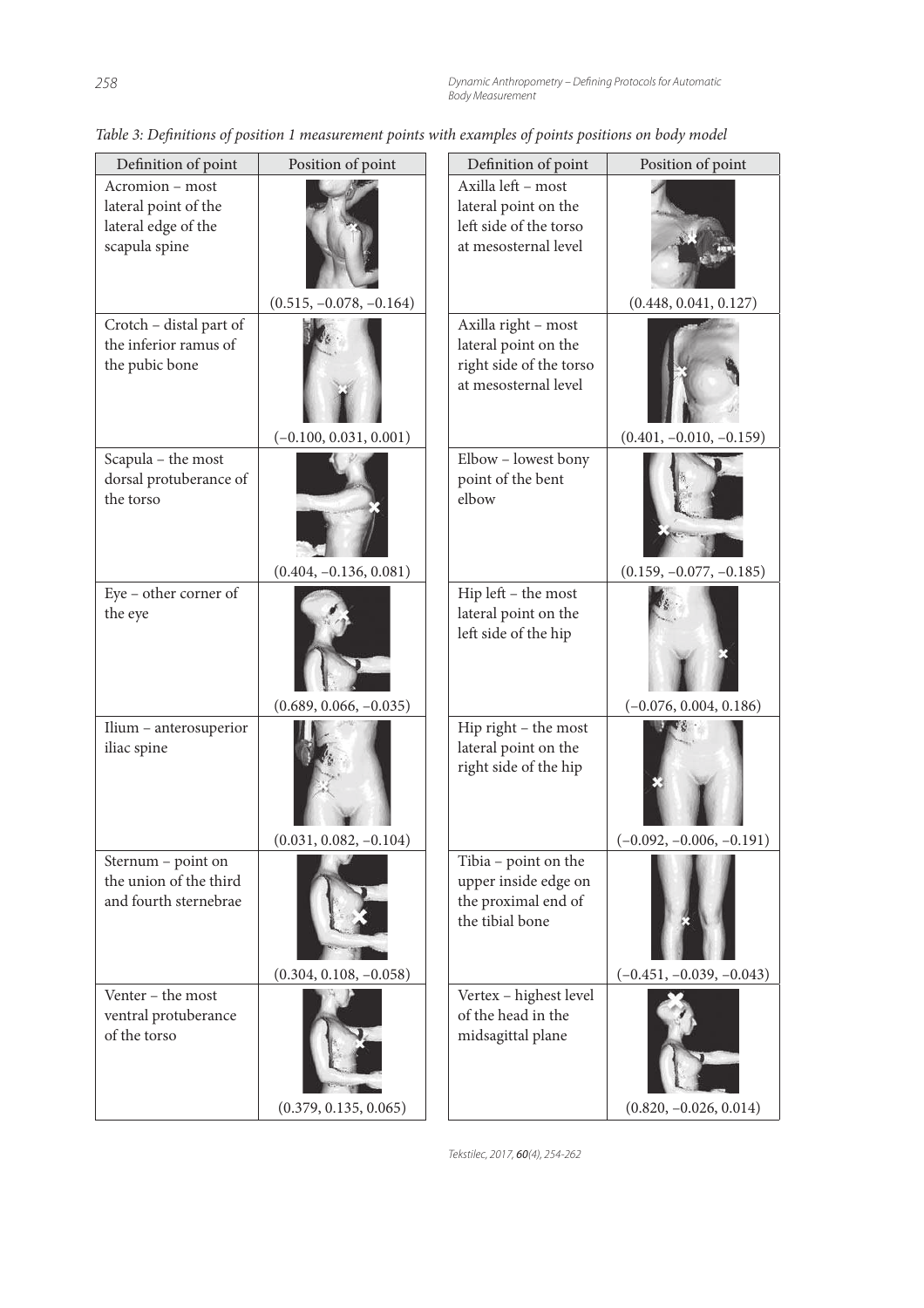*Table 3: Definitions of position 1 measurement points with examples of points positions on body model*

| Definition of point | Position of point | Definition of point | Position of point |
|---|---|---|---|
| Acromion – most lateral point of the lateral edge of the scapula spine | (0.515, −0.078, −0.164) | Axilla left – most lateral point on the left side of the torso at mesosternal level | (0.448, 0.041, 0.127) |
| Crotch – distal part of the inferior ramus of the pubic bone | (−0.100, 0.031, 0.001) | Axilla right – most lateral point on the right side of the torso at mesosternal level | (0.401, −0.010, −0.159) |
| Scapula – the most dorsal protuberance of the torso | (0.404, −0.136, 0.081) | Elbow – lowest bony point of the bent elbow | (0.159, −0.077, −0.185) |
| Eye – other corner of the eye | (0.689, 0.066, −0.035) | Hip left – the most lateral point on the left side of the hip | (−0.076, 0.004, 0.186) |
| Ilium – anterosuperior iliac spine | (0.031, 0.082, −0.104) | Hip right – the most lateral point on the right side of the hip | (−0.092, −0.006, −0.191) |
| Sternum – point on the union of the third and fourth sternebrae | (0.304, 0.108, −0.058) | Tibia – point on the upper inside edge on the proximal end of the tibial bone | (−0.451, −0.039, −0.043) |
| Venter – the most ventral protuberance of the torso | (0.379, 0.135, 0.065) | Vertex – highest level of the head in the midsagittal plane | (0.820, −0.026, 0.014) |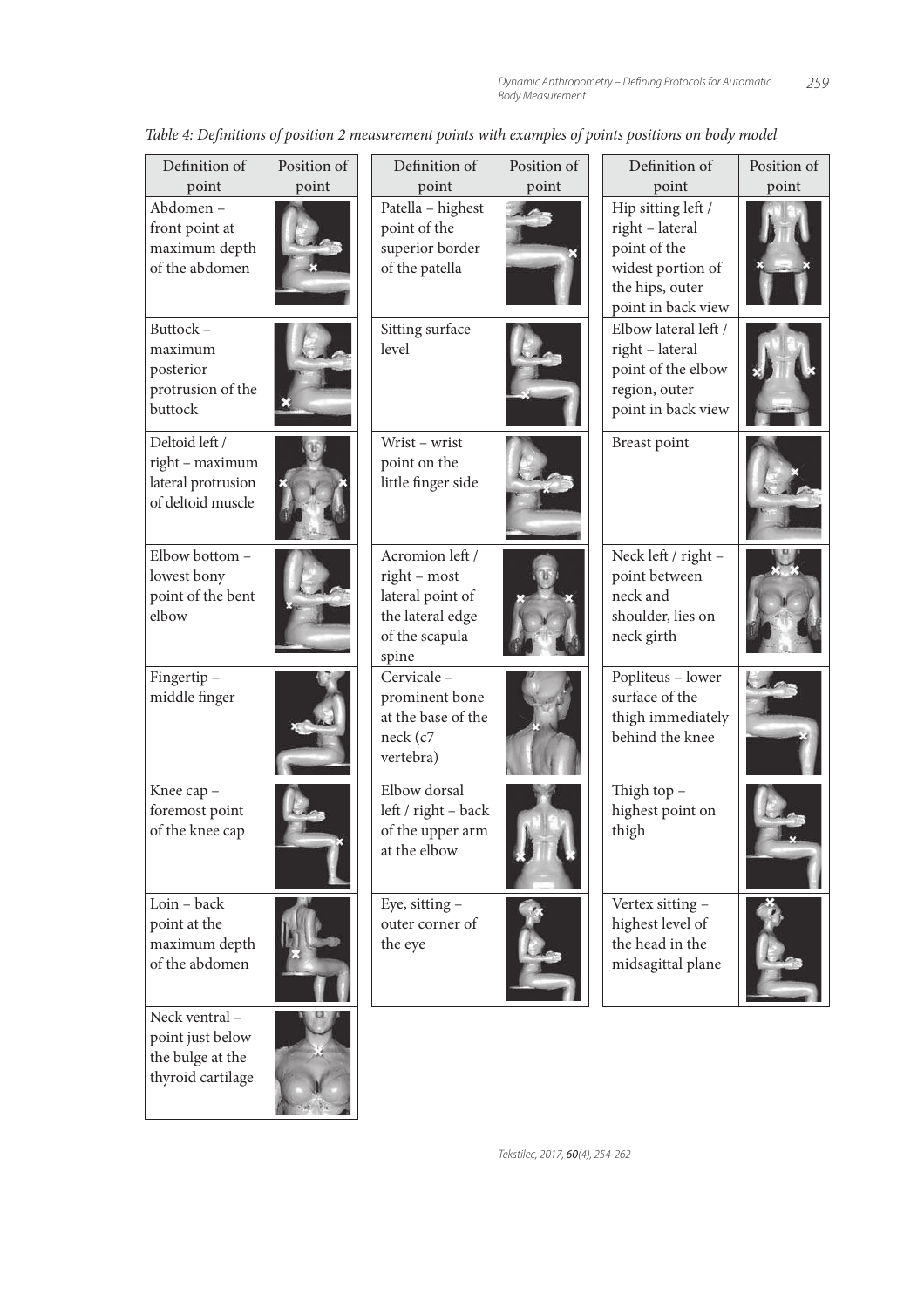*Table 4: Definitions of position 2 measurement points with examples of points positions on body model*

| Definition of point | Position of point | Definition of point | Position of point | Definition of point | Position of point |
|---|---|---|---|---|---|
| Abdomen – front point at maximum depth of the abdomen | | Patella – highest point of the superior border of the patella | | Hip sitting left / right – lateral point of the widest portion of the hips, outer point in back view | |
| Buttock – maximum posterior protrusion of the buttock | | Sitting surface level | | Elbow lateral left / right – lateral point of the elbow region, outer point in back view | |
| Deltoid left / right – maximum lateral protrusion of deltoid muscle | | Wrist – wrist point on the little finger side | | Breast point | |
| Elbow bottom – lowest bony point of the bent elbow | | Acromion left / right – most lateral point of the lateral edge of the scapula spine | | Neck left / right – point between neck and shoulder, lies on neck girth | |
| Fingertip – middle finger | | Cervicale – prominent bone at the base of the neck (c7 vertebra) | | Popliteus – lower surface of the thigh immediately behind the knee | |
| Knee cap – foremost point of the knee cap | | Elbow dorsal left / right – back of the upper arm at the elbow | | Thigh top – highest point on thigh | |
| Loin – back point at the maximum depth of the abdomen | | Eye, sitting – outer corner of the eye | | Vertex sitting – highest level of the head in the midsagittal plane | |
| Neck ventral – point just below the bulge at the thyroid cartilage | | | | | |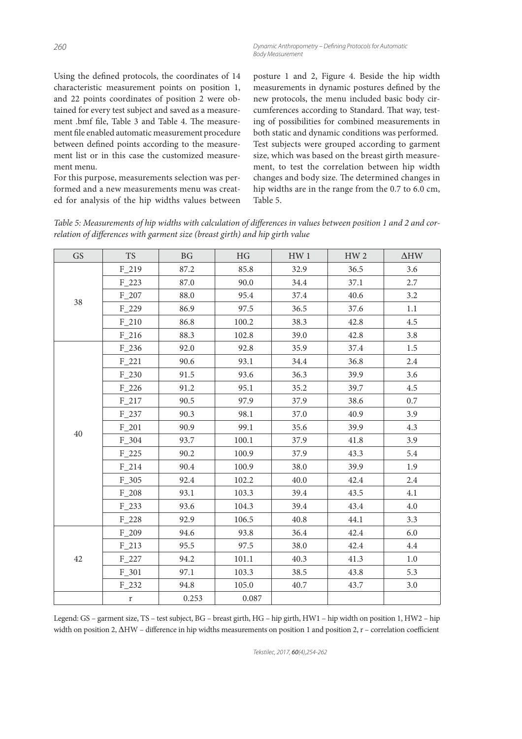Using the defined protocols, the coordinates of 14 characteristic measurement points on position 1, and 22 points coordinates of position 2 were obtained for every test subject and saved as a measurement .bmf file, Table 3 and Table 4. The measurement file enabled automatic measurement procedure between defined points according to the measurement list or in this case the customized measurement menu.

For this purpose, measurements selection was performed and a new measurements menu was created for analysis of the hip widths values between posture 1 and 2, Figure 4. Beside the hip width measurements in dynamic postures defined by the new protocols, the menu included basic body circumferences according to Standard. That way, testing of possibilities for combined measurements in both static and dynamic conditions was performed. Test subjects were grouped according to garment size, which was based on the breast girth measurement, to test the correlation between hip width changes and body size. The determined changes in hip widths are in the range from the 0.7 to 6.0 cm, Table 5.

*Table 5: Measurements of hip widths with calculation of differences in values between position 1 and 2 and correlation of differences with garment size (breast girth) and hip girth value*

| GS | TS | BG | HG | HW 1 | HW 2 | ΔHW |
|---|---|---|---|---|---|---|
| 38 | F_219 | 87.2 | 85.8 | 32.9 | 36.5 | 3.6 |
| | F_223 | 87.0 | 90.0 | 34.4 | 37.1 | 2.7 |
| | F_207 | 88.0 | 95.4 | 37.4 | 40.6 | 3.2 |
| | F_229 | 86.9 | 97.5 | 36.5 | 37.6 | 1.1 |
| | F_210 | 86.8 | 100.2 | 38.3 | 42.8 | 4.5 |
| | F_216 | 88.3 | 102.8 | 39.0 | 42.8 | 3.8 |
| 40 | F_236 | 92.0 | 92.8 | 35.9 | 37.4 | 1.5 |
| | F_221 | 90.6 | 93.1 | 34.4 | 36.8 | 2.4 |
| | F_230 | 91.5 | 93.6 | 36.3 | 39.9 | 3.6 |
| | F_226 | 91.2 | 95.1 | 35.2 | 39.7 | 4.5 |
| | F_217 | 90.5 | 97.9 | 37.9 | 38.6 | 0.7 |
| | F_237 | 90.3 | 98.1 | 37.0 | 40.9 | 3.9 |
| | F_201 | 90.9 | 99.1 | 35.6 | 39.9 | 4.3 |
| | F_304 | 93.7 | 100.1 | 37.9 | 41.8 | 3.9 |
| | F_225 | 90.2 | 100.9 | 37.9 | 43.3 | 5.4 |
| | F_214 | 90.4 | 100.9 | 38.0 | 39.9 | 1.9 |
| | F_305 | 92.4 | 102.2 | 40.0 | 42.4 | 2.4 |
| | F_208 | 93.1 | 103.3 | 39.4 | 43.5 | 4.1 |
| | F_233 | 93.6 | 104.3 | 39.4 | 43.4 | 4.0 |
| | F_228 | 92.9 | 106.5 | 40.8 | 44.1 | 3.3 |
| 42 | F_209 | 94.6 | 93.8 | 36.4 | 42.4 | 6.0 |
| | F_213 | 95.5 | 97.5 | 38.0 | 42.4 | 4.4 |
| | F_227 | 94.2 | 101.1 | 40.3 | 41.3 | 1.0 |
| | F_301 | 97.1 | 103.3 | 38.5 | 43.8 | 5.3 |
| | F_232 | 94.8 | 105.0 | 40.7 | 43.7 | 3.0 |
| | r | 0.253 | 0.087 | | | |

Legend: GS – garment size, TS – test subject, BG – breast girth, HG – hip girth, HW1 – hip width on position 1, HW2 – hip width on position 2, ΔHW – difference in hip widths measurements on position 1 and position 2, r – correlation coefficient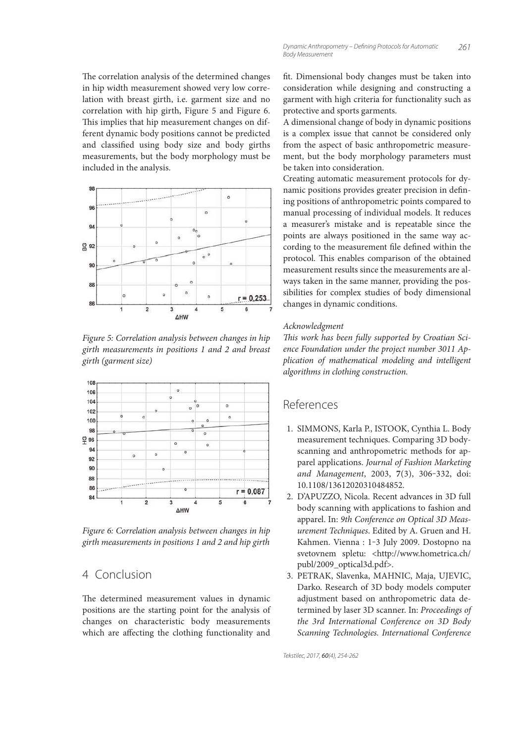The correlation analysis of the determined changes in hip width measurement showed very low correlation with breast girth, i.e. garment size and no correlation with hip girth, Figure 5 and Figure 6. This implies that hip measurement changes on different dynamic body positions cannot be predicted and classified using body size and body girths measurements, but the body morphology must be included in the analysis.

*Figure 5: Correlation analysis between changes in hip girth measurements in positions 1 and 2 and breast girth (garment size)*

*Figure 6: Correlation analysis between changes in hip girth measurements in positions 1 and 2 and hip girth*

## 4 Conclusion

The determined measurement values in dynamic positions are the starting point for the analysis of changes on characteristic body measurements which are affecting the clothing functionality and fit. Dimensional body changes must be taken into consideration while designing and constructing a garment with high criteria for functionality such as protective and sports garments.

A dimensional change of body in dynamic positions is a complex issue that cannot be considered only from the aspect of basic anthropometric measurement, but the body morphology parameters must be taken into consideration.

Creating automatic measurement protocols for dynamic positions provides greater precision in defining positions of anthropometric points compared to manual processing of individual models. It reduces a measurer's mistake and is repeatable since the points are always positioned in the same way according to the measurement file defined within the protocol. This enables comparison of the obtained measurement results since the measurements are always taken in the same manner, providing the possibilities for complex studies of body dimensional changes in dynamic conditions.

*Acknowledgment*

*This work has been fully supported by Croatian Science Foundation under the project number 3011 Application of mathematical modeling and intelligent algorithms in clothing construction.*

## References

1. SIMMONS, Karla P., ISTOOK, Cynthia L. Body measurement techniques. Comparing 3D body-scanning and anthropometric methods for apparel applications. *Journal of Fashion Marketing and Management*, 2003, **7**(3), 306–332, doi: 10.1108/13612020310484852.
2. D'APUZZO, Nicola. Recent advances in 3D full body scanning with applications to fashion and apparel. In: *9th Conference on Optical 3D Measurement Techniques*. Edited by A. Gruen and H. Kahmen. Vienna : 1–3 July 2009. Dostopno na svetovnem spletu: <http://www.hometrica.ch/publ/2009_optical3d.pdf>.
3. PETRAK, Slavenka, MAHNIC, Maja, UJEVIC, Darko. Research of 3D body models computer adjustment based on anthropometric data determined by laser 3D scanner. In: *Proceedings of the 3rd International Conference on 3D Body Scanning Technologies. International Conference*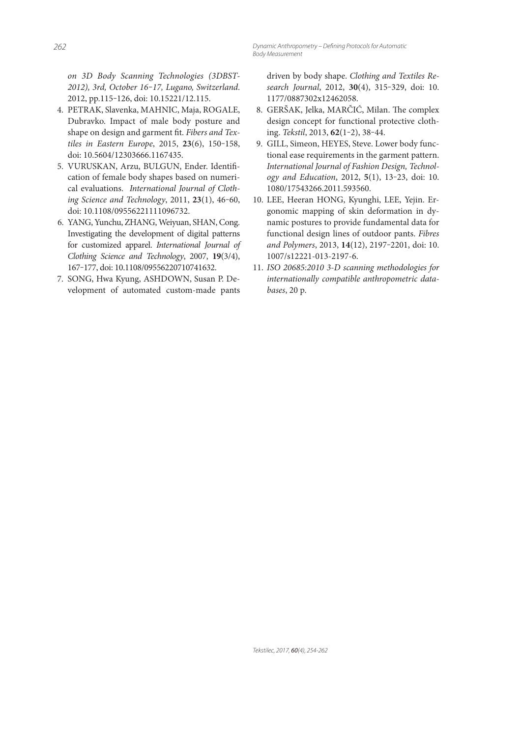*on 3D Body Scanning Technologies (3DBST-2012), 3rd, October 16‒17, Lugano, Switzerland.* 2012, pp.115‒126, doi: 10.15221/12.115.

4. PETRAK, Slavenka, MAHNIC, Maja, ROGALE, Dubravko. Impact of male body posture and shape on design and garment fit. *Fibers and Textiles in Eastern Europe*, 2015, **23**(6), 150‒158, doi: 10.5604/12303666.1167435.
5. VURUSKAN, Arzu, BULGUN, Ender. Identification of female body shapes based on numerical evaluations. *International Journal of Clothing Science and Technology*, 2011, **23**(1), 46‒60, doi: 10.1108/09556221111096732.
6. YANG, Yunchu, ZHANG, Weiyuan, SHAN, Cong. Investigating the development of digital patterns for customized apparel. *International Journal of Clothing Science and Technology*, 2007, **19**(3/4), 167‒177, doi: 10.1108/09556220710741632.
7. SONG, Hwa Kyung, ASHDOWN, Susan P. Development of automated custom-made pants driven by body shape. *Clothing and Textiles Research Journal*, 2012, **30**(4), 315‒329, doi: 10.1177/0887302x12462058.
8. GERŠAK, Jelka, MARČIĆ, Milan. The complex design concept for functional protective clothing. *Tekstil*, 2013, **62**(1‒2), 38‒44.
9. GILL, Simeon, HEYES, Steve. Lower body functional ease requirements in the garment pattern. *International Journal of Fashion Design, Technology and Education*, 2012, **5**(1), 13‒23, doi: 10.1080/17543266.2011.593560.
10. LEE, Heeran HONG, Kyunghi, LEE, Yejin. Ergonomic mapping of skin deformation in dynamic postures to provide fundamental data for functional design lines of outdoor pants. *Fibres and Polymers*, 2013, **14**(12), 2197‒2201, doi: 10.1007/s12221-013-2197-6.
11. *ISO 20685:2010 3-D scanning methodologies for internationally compatible anthropometric databases*, 20 p.